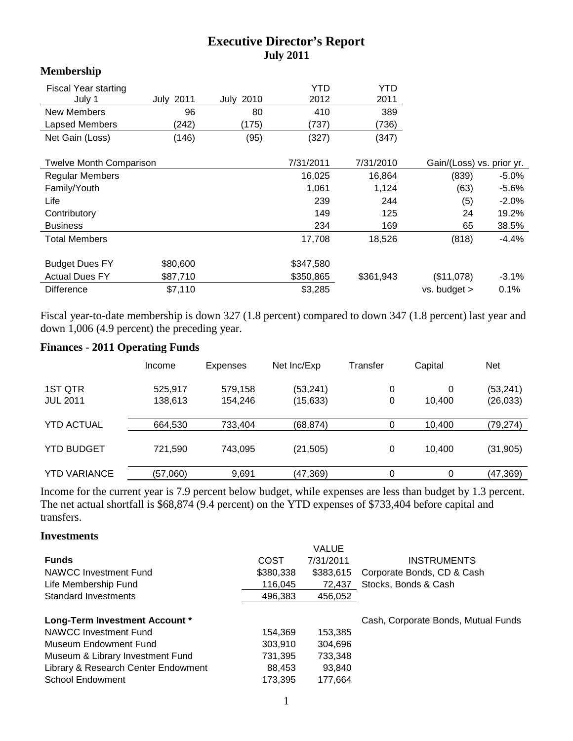# Executive Director's Report
## July 2011

### Membership

| Fiscal Year starting July 1 | July 2011 | July 2010 | YTD 2012 | YTD 2011 | | |
|---|---|---|---|---|---|---|
| New Members | 96 | 80 | 410 | 389 | | |
| Lapsed Members | (242) | (175) | (737) | (736) | | |
| Net Gain (Loss) | (146) | (95) | (327) | (347) | | |
| | | | | | | |
| Twelve Month Comparison | | | 7/31/2011 | 7/31/2010 | Gain/(Loss) vs. prior yr. | |
| Regular Members | | | 16,025 | 16,864 | (839) | -5.0% |
| Family/Youth | | | 1,061 | 1,124 | (63) | -5.6% |
| Life | | | 239 | 244 | (5) | -2.0% |
| Contributory | | | 149 | 125 | 24 | 19.2% |
| Business | | | 234 | 169 | 65 | 38.5% |
| Total Members | | | 17,708 | 18,526 | (818) | -4.4% |
| | | | | | | |
| Budget Dues FY | $80,600 | | $347,580 | | | |
| Actual Dues FY | $87,710 | | $350,865 | $361,943 | ($11,078) | -3.1% |
| Difference | $7,110 | | $3,285 | | vs. budget > | 0.1% |

Fiscal year-to-date membership is down 327 (1.8 percent) compared to down 347 (1.8 percent) last year and down 1,006 (4.9 percent) the preceding year.

### Finances - 2011 Operating Funds

| | Income | Expenses | Net Inc/Exp | Transfer | Capital | Net |
|---|---|---|---|---|---|---|
| 1ST QTR | 525,917 | 579,158 | (53,241) | 0 | 0 | (53,241) |
| JUL 2011 | 138,613 | 154,246 | (15,633) | 0 | 10,400 | (26,033) |
| YTD ACTUAL | 664,530 | 733,404 | (68,874) | 0 | 10,400 | (79,274) |
| YTD BUDGET | 721,590 | 743,095 | (21,505) | 0 | 10,400 | (31,905) |
| YTD VARIANCE | (57,060) | 9,691 | (47,369) | 0 | 0 | (47,369) |

Income for the current year is 7.9 percent below budget, while expenses are less than budget by 1.3 percent. The net actual shortfall is $68,874 (9.4 percent) on the YTD expenses of $733,404 before capital and transfers.

### Investments

| Funds | COST | VALUE 7/31/2011 | INSTRUMENTS |
|---|---|---|---|
| NAWCC Investment Fund | $380,338 | $383,615 | Corporate Bonds, CD & Cash |
| Life Membership Fund | 116,045 | 72,437 | Stocks, Bonds & Cash |
| Standard Investments | 496,383 | 456,052 | |
| | | | |
| **Long-Term Investment Account \*** | | | Cash, Corporate Bonds, Mutual Funds |
| NAWCC Investment Fund | 154,369 | 153,385 | |
| Museum Endowment Fund | 303,910 | 304,696 | |
| Museum & Library Investment Fund | 731,395 | 733,348 | |
| Library & Research Center Endowment | 88,453 | 93,840 | |
| School Endowment | 173,395 | 177,664 | |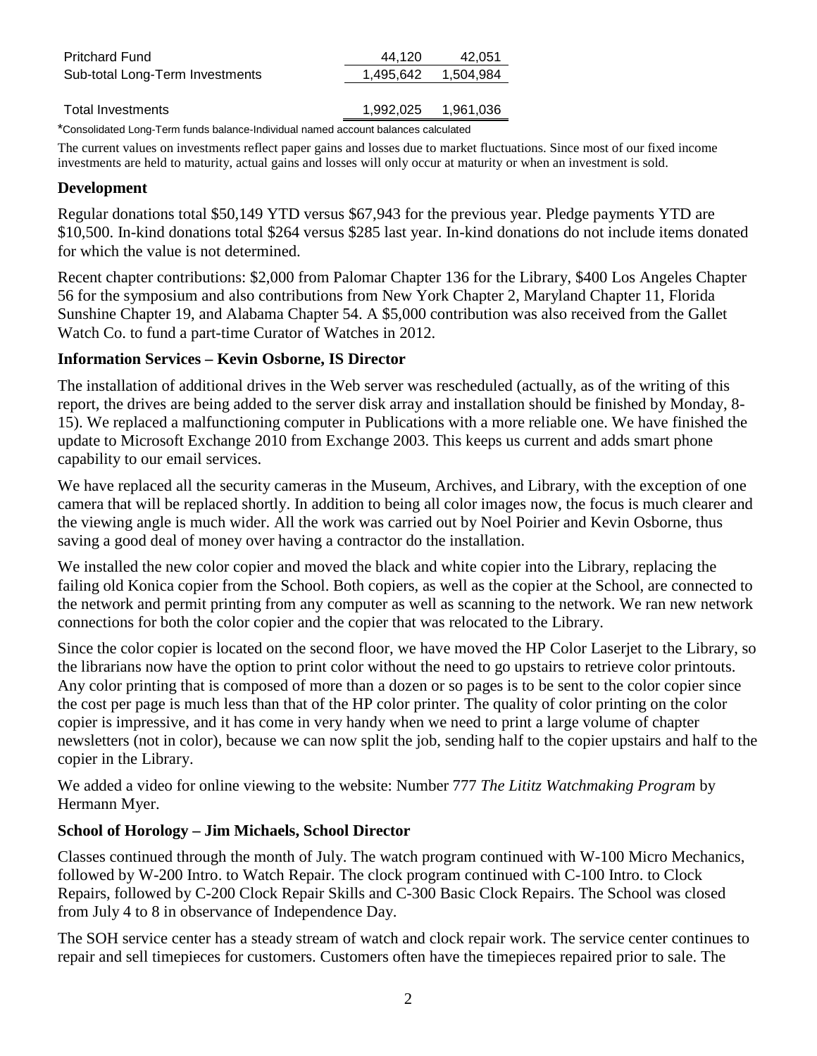| | | |
|---|---|---|
| Pritchard Fund | 44,120 | 42,051 |
| Sub-total Long-Term Investments | 1,495,642 | 1,504,984 |
| | | |
| Total Investments | 1,992,025 | 1,961,036 |

*Consolidated Long-Term funds balance-Individual named account balances calculated

The current values on investments reflect paper gains and losses due to market fluctuations. Since most of our fixed income investments are held to maturity, actual gains and losses will only occur at maturity or when an investment is sold.

### Development

Regular donations total $50,149 YTD versus $67,943 for the previous year. Pledge payments YTD are $10,500. In-kind donations total $264 versus $285 last year. In-kind donations do not include items donated for which the value is not determined.

Recent chapter contributions: $2,000 from Palomar Chapter 136 for the Library, $400 Los Angeles Chapter 56 for the symposium and also contributions from New York Chapter 2, Maryland Chapter 11, Florida Sunshine Chapter 19, and Alabama Chapter 54. A $5,000 contribution was also received from the Gallet Watch Co. to fund a part-time Curator of Watches in 2012.

### Information Services – Kevin Osborne, IS Director

The installation of additional drives in the Web server was rescheduled (actually, as of the writing of this report, the drives are being added to the server disk array and installation should be finished by Monday, 8-15). We replaced a malfunctioning computer in Publications with a more reliable one. We have finished the update to Microsoft Exchange 2010 from Exchange 2003. This keeps us current and adds smart phone capability to our email services.

We have replaced all the security cameras in the Museum, Archives, and Library, with the exception of one camera that will be replaced shortly. In addition to being all color images now, the focus is much clearer and the viewing angle is much wider. All the work was carried out by Noel Poirier and Kevin Osborne, thus saving a good deal of money over having a contractor do the installation.

We installed the new color copier and moved the black and white copier into the Library, replacing the failing old Konica copier from the School. Both copiers, as well as the copier at the School, are connected to the network and permit printing from any computer as well as scanning to the network. We ran new network connections for both the color copier and the copier that was relocated to the Library.

Since the color copier is located on the second floor, we have moved the HP Color Laserjet to the Library, so the librarians now have the option to print color without the need to go upstairs to retrieve color printouts. Any color printing that is composed of more than a dozen or so pages is to be sent to the color copier since the cost per page is much less than that of the HP color printer. The quality of color printing on the color copier is impressive, and it has come in very handy when we need to print a large volume of chapter newsletters (not in color), because we can now split the job, sending half to the copier upstairs and half to the copier in the Library.

We added a video for online viewing to the website: Number 777 *The Lititz Watchmaking Program* by Hermann Myer.

### School of Horology – Jim Michaels, School Director

Classes continued through the month of July. The watch program continued with W-100 Micro Mechanics, followed by W-200 Intro. to Watch Repair. The clock program continued with C-100 Intro. to Clock Repairs, followed by C-200 Clock Repair Skills and C-300 Basic Clock Repairs. The School was closed from July 4 to 8 in observance of Independence Day.

The SOH service center has a steady stream of watch and clock repair work. The service center continues to repair and sell timepieces for customers. Customers often have the timepieces repaired prior to sale. The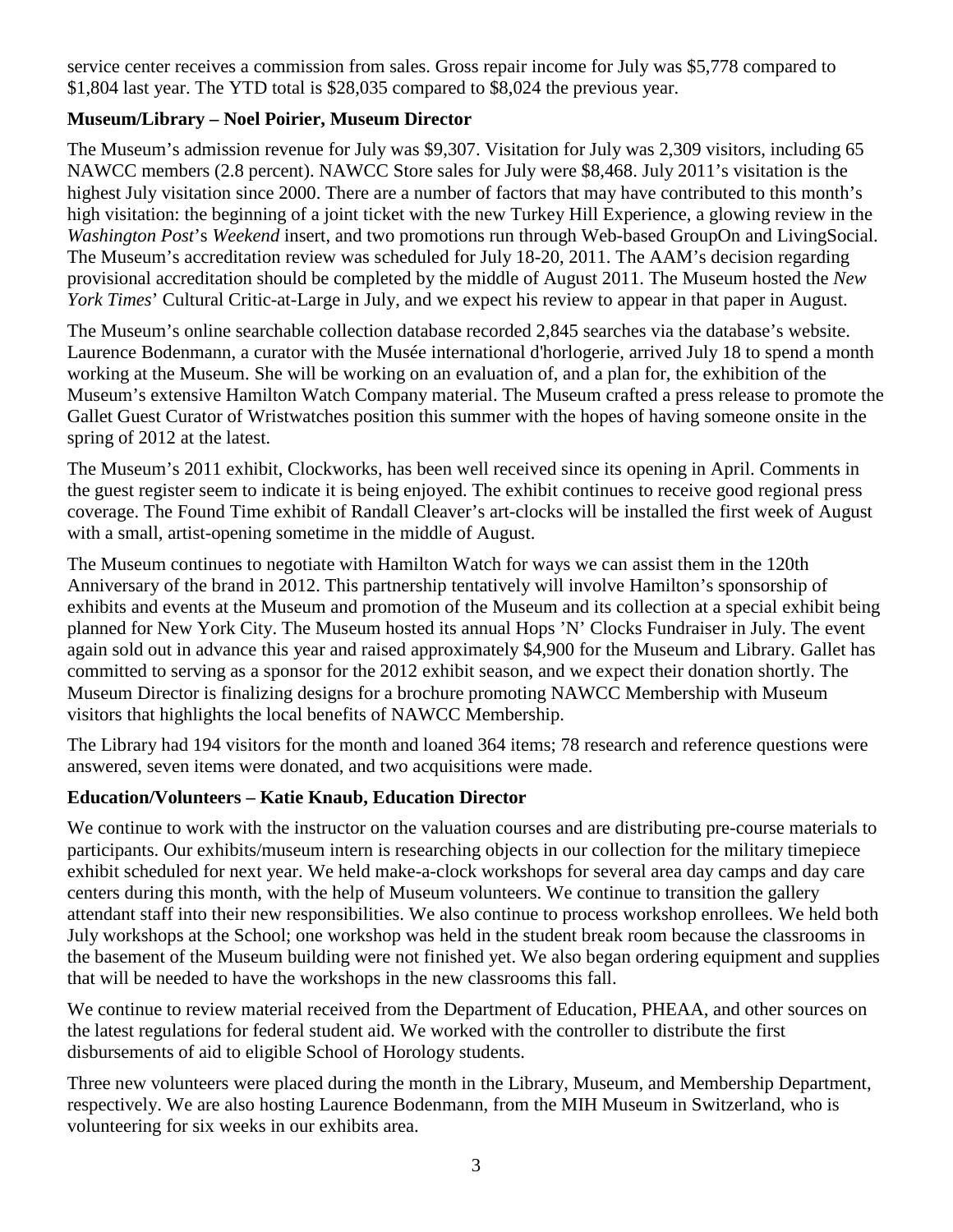service center receives a commission from sales. Gross repair income for July was $5,778 compared to $1,804 last year. The YTD total is $28,035 compared to $8,024 the previous year.

**Museum/Library – Noel Poirier, Museum Director**

The Museum's admission revenue for July was $9,307. Visitation for July was 2,309 visitors, including 65 NAWCC members (2.8 percent). NAWCC Store sales for July were $8,468. July 2011's visitation is the highest July visitation since 2000. There are a number of factors that may have contributed to this month's high visitation: the beginning of a joint ticket with the new Turkey Hill Experience, a glowing review in the *Washington Post*'s *Weekend* insert, and two promotions run through Web-based GroupOn and LivingSocial. The Museum's accreditation review was scheduled for July 18-20, 2011. The AAM's decision regarding provisional accreditation should be completed by the middle of August 2011. The Museum hosted the *New York Times*' Cultural Critic-at-Large in July, and we expect his review to appear in that paper in August.

The Museum's online searchable collection database recorded 2,845 searches via the database's website. Laurence Bodenmann, a curator with the Musée international d'horlogerie, arrived July 18 to spend a month working at the Museum. She will be working on an evaluation of, and a plan for, the exhibition of the Museum's extensive Hamilton Watch Company material. The Museum crafted a press release to promote the Gallet Guest Curator of Wristwatches position this summer with the hopes of having someone onsite in the spring of 2012 at the latest.

The Museum's 2011 exhibit, Clockworks, has been well received since its opening in April. Comments in the guest register seem to indicate it is being enjoyed. The exhibit continues to receive good regional press coverage. The Found Time exhibit of Randall Cleaver's art-clocks will be installed the first week of August with a small, artist-opening sometime in the middle of August.

The Museum continues to negotiate with Hamilton Watch for ways we can assist them in the 120th Anniversary of the brand in 2012. This partnership tentatively will involve Hamilton's sponsorship of exhibits and events at the Museum and promotion of the Museum and its collection at a special exhibit being planned for New York City. The Museum hosted its annual Hops 'N' Clocks Fundraiser in July. The event again sold out in advance this year and raised approximately $4,900 for the Museum and Library. Gallet has committed to serving as a sponsor for the 2012 exhibit season, and we expect their donation shortly. The Museum Director is finalizing designs for a brochure promoting NAWCC Membership with Museum visitors that highlights the local benefits of NAWCC Membership.

The Library had 194 visitors for the month and loaned 364 items; 78 research and reference questions were answered, seven items were donated, and two acquisitions were made.

**Education/Volunteers – Katie Knaub, Education Director**

We continue to work with the instructor on the valuation courses and are distributing pre-course materials to participants. Our exhibits/museum intern is researching objects in our collection for the military timepiece exhibit scheduled for next year. We held make-a-clock workshops for several area day camps and day care centers during this month, with the help of Museum volunteers. We continue to transition the gallery attendant staff into their new responsibilities. We also continue to process workshop enrollees. We held both July workshops at the School; one workshop was held in the student break room because the classrooms in the basement of the Museum building were not finished yet. We also began ordering equipment and supplies that will be needed to have the workshops in the new classrooms this fall.

We continue to review material received from the Department of Education, PHEAA, and other sources on the latest regulations for federal student aid. We worked with the controller to distribute the first disbursements of aid to eligible School of Horology students.

Three new volunteers were placed during the month in the Library, Museum, and Membership Department, respectively. We are also hosting Laurence Bodenmann, from the MIH Museum in Switzerland, who is volunteering for six weeks in our exhibits area.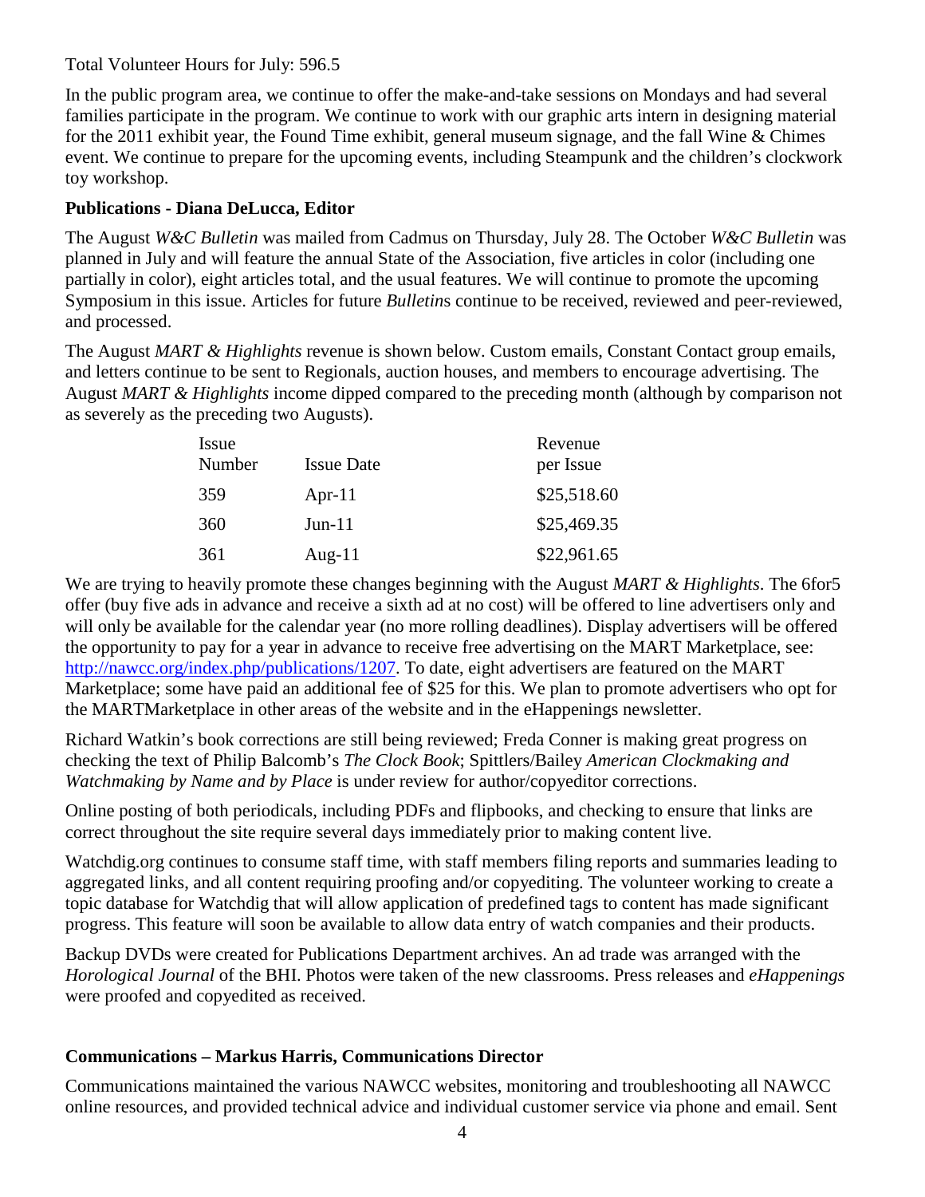Total Volunteer Hours for July: 596.5

In the public program area, we continue to offer the make-and-take sessions on Mondays and had several families participate in the program. We continue to work with our graphic arts intern in designing material for the 2011 exhibit year, the Found Time exhibit, general museum signage, and the fall Wine & Chimes event. We continue to prepare for the upcoming events, including Steampunk and the children's clockwork toy workshop.

**Publications - Diana DeLucca, Editor**

The August *W&C Bulletin* was mailed from Cadmus on Thursday, July 28. The October *W&C Bulletin* was planned in July and will feature the annual State of the Association, five articles in color (including one partially in color), eight articles total, and the usual features. We will continue to promote the upcoming Symposium in this issue. Articles for future *Bulletin*s continue to be received, reviewed and peer-reviewed, and processed.

The August *MART & Highlights* revenue is shown below. Custom emails, Constant Contact group emails, and letters continue to be sent to Regionals, auction houses, and members to encourage advertising. The August *MART & Highlights* income dipped compared to the preceding month (although by comparison not as severely as the preceding two Augusts).

| Issue Number | Issue Date | Revenue per Issue |
|---|---|---|
| 359 | Apr-11 | $25,518.60 |
| 360 | Jun-11 | $25,469.35 |
| 361 | Aug-11 | $22,961.65 |

We are trying to heavily promote these changes beginning with the August *MART & Highlights*. The 6for5 offer (buy five ads in advance and receive a sixth ad at no cost) will be offered to line advertisers only and will only be available for the calendar year (no more rolling deadlines). Display advertisers will be offered the opportunity to pay for a year in advance to receive free advertising on the MART Marketplace, see: http://nawcc.org/index.php/publications/1207. To date, eight advertisers are featured on the MART Marketplace; some have paid an additional fee of $25 for this. We plan to promote advertisers who opt for the MARTMarketplace in other areas of the website and in the eHappenings newsletter.

Richard Watkin's book corrections are still being reviewed; Freda Conner is making great progress on checking the text of Philip Balcomb's *The Clock Book*; Spittlers/Bailey *American Clockmaking and Watchmaking by Name and by Place* is under review for author/copyeditor corrections.

Online posting of both periodicals, including PDFs and flipbooks, and checking to ensure that links are correct throughout the site require several days immediately prior to making content live.

Watchdig.org continues to consume staff time, with staff members filing reports and summaries leading to aggregated links, and all content requiring proofing and/or copyediting. The volunteer working to create a topic database for Watchdig that will allow application of predefined tags to content has made significant progress. This feature will soon be available to allow data entry of watch companies and their products.

Backup DVDs were created for Publications Department archives. An ad trade was arranged with the *Horological Journal* of the BHI. Photos were taken of the new classrooms. Press releases and *eHappenings* were proofed and copyedited as received.

**Communications – Markus Harris, Communications Director**

Communications maintained the various NAWCC websites, monitoring and troubleshooting all NAWCC online resources, and provided technical advice and individual customer service via phone and email. Sent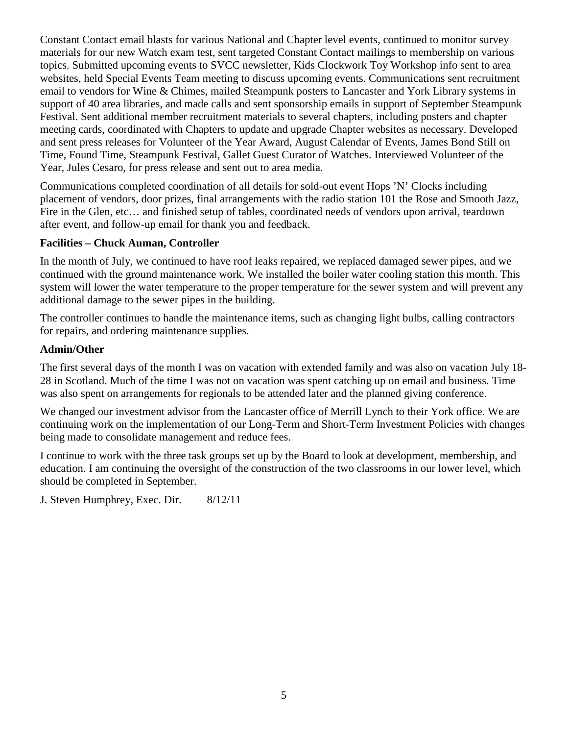Constant Contact email blasts for various National and Chapter level events, continued to monitor survey materials for our new Watch exam test, sent targeted Constant Contact mailings to membership on various topics. Submitted upcoming events to SVCC newsletter, Kids Clockwork Toy Workshop info sent to area websites, held Special Events Team meeting to discuss upcoming events. Communications sent recruitment email to vendors for Wine & Chimes, mailed Steampunk posters to Lancaster and York Library systems in support of 40 area libraries, and made calls and sent sponsorship emails in support of September Steampunk Festival. Sent additional member recruitment materials to several chapters, including posters and chapter meeting cards, coordinated with Chapters to update and upgrade Chapter websites as necessary. Developed and sent press releases for Volunteer of the Year Award, August Calendar of Events, James Bond Still on Time, Found Time, Steampunk Festival, Gallet Guest Curator of Watches. Interviewed Volunteer of the Year, Jules Cesaro, for press release and sent out to area media.

Communications completed coordination of all details for sold-out event Hops 'N' Clocks including placement of vendors, door prizes, final arrangements with the radio station 101 the Rose and Smooth Jazz, Fire in the Glen, etc… and finished setup of tables, coordinated needs of vendors upon arrival, teardown after event, and follow-up email for thank you and feedback.

**Facilities – Chuck Auman, Controller**

In the month of July, we continued to have roof leaks repaired, we replaced damaged sewer pipes, and we continued with the ground maintenance work. We installed the boiler water cooling station this month. This system will lower the water temperature to the proper temperature for the sewer system and will prevent any additional damage to the sewer pipes in the building.

The controller continues to handle the maintenance items, such as changing light bulbs, calling contractors for repairs, and ordering maintenance supplies.

**Admin/Other**

The first several days of the month I was on vacation with extended family and was also on vacation July 18-28 in Scotland. Much of the time I was not on vacation was spent catching up on email and business. Time was also spent on arrangements for regionals to be attended later and the planned giving conference.

We changed our investment advisor from the Lancaster office of Merrill Lynch to their York office. We are continuing work on the implementation of our Long-Term and Short-Term Investment Policies with changes being made to consolidate management and reduce fees.

I continue to work with the three task groups set up by the Board to look at development, membership, and education. I am continuing the oversight of the construction of the two classrooms in our lower level, which should be completed in September.

J. Steven Humphrey, Exec. Dir. 8/12/11